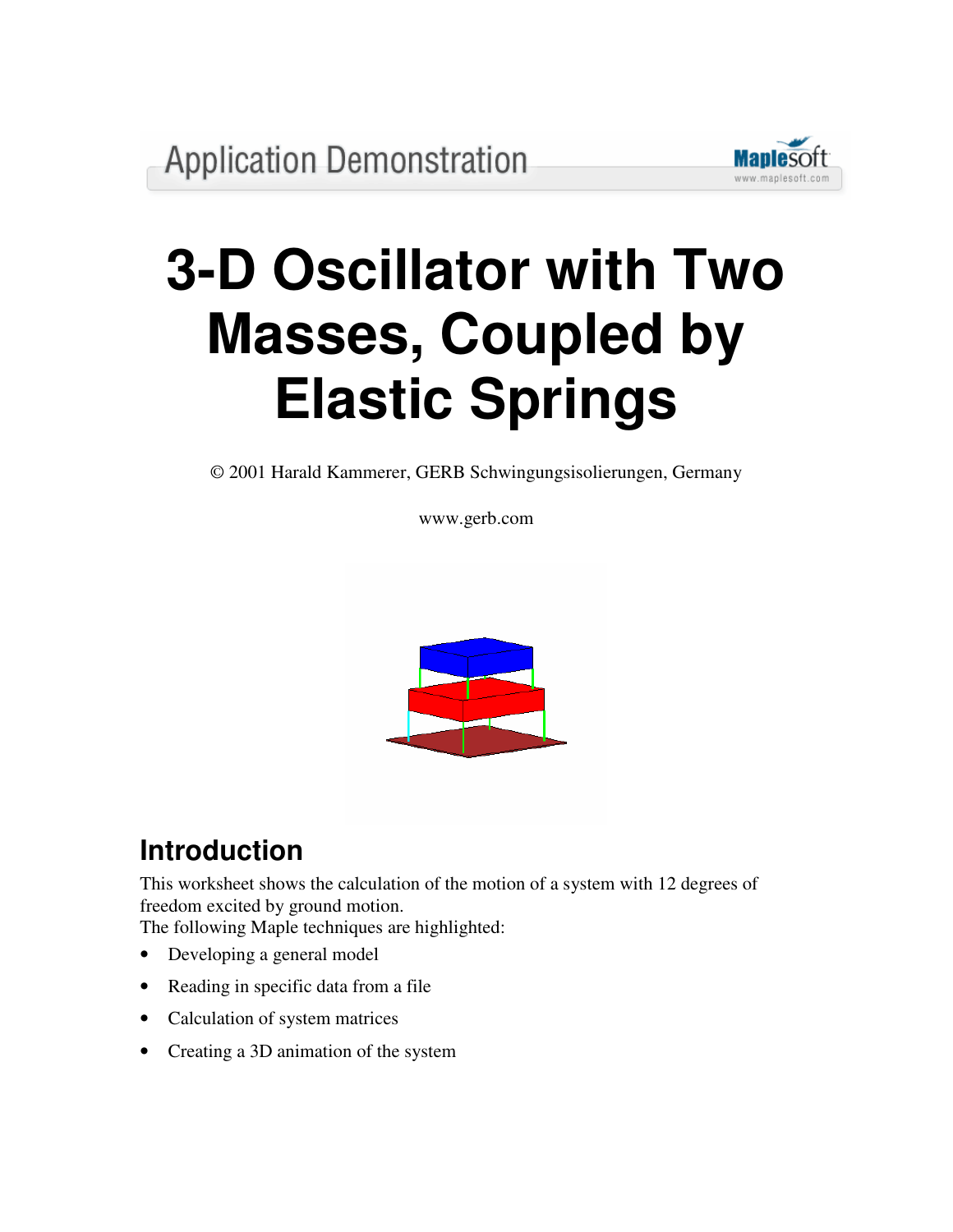Application Demonstration

# 3-D Oscillator with Two Masses, Coupled by Elastic Springs

© 2001 Harald Kammerer, GERB Schwingungsisolierungen, Germany

www.gerb.com

## Introduction

This worksheet shows the calculation of the motion of a system with 12 degrees of freedom excited by ground motion.
The following Maple techniques are highlighted:

- Developing a general model
- Reading in specific data from a file
- Calculation of system matrices
- Creating a 3D animation of the system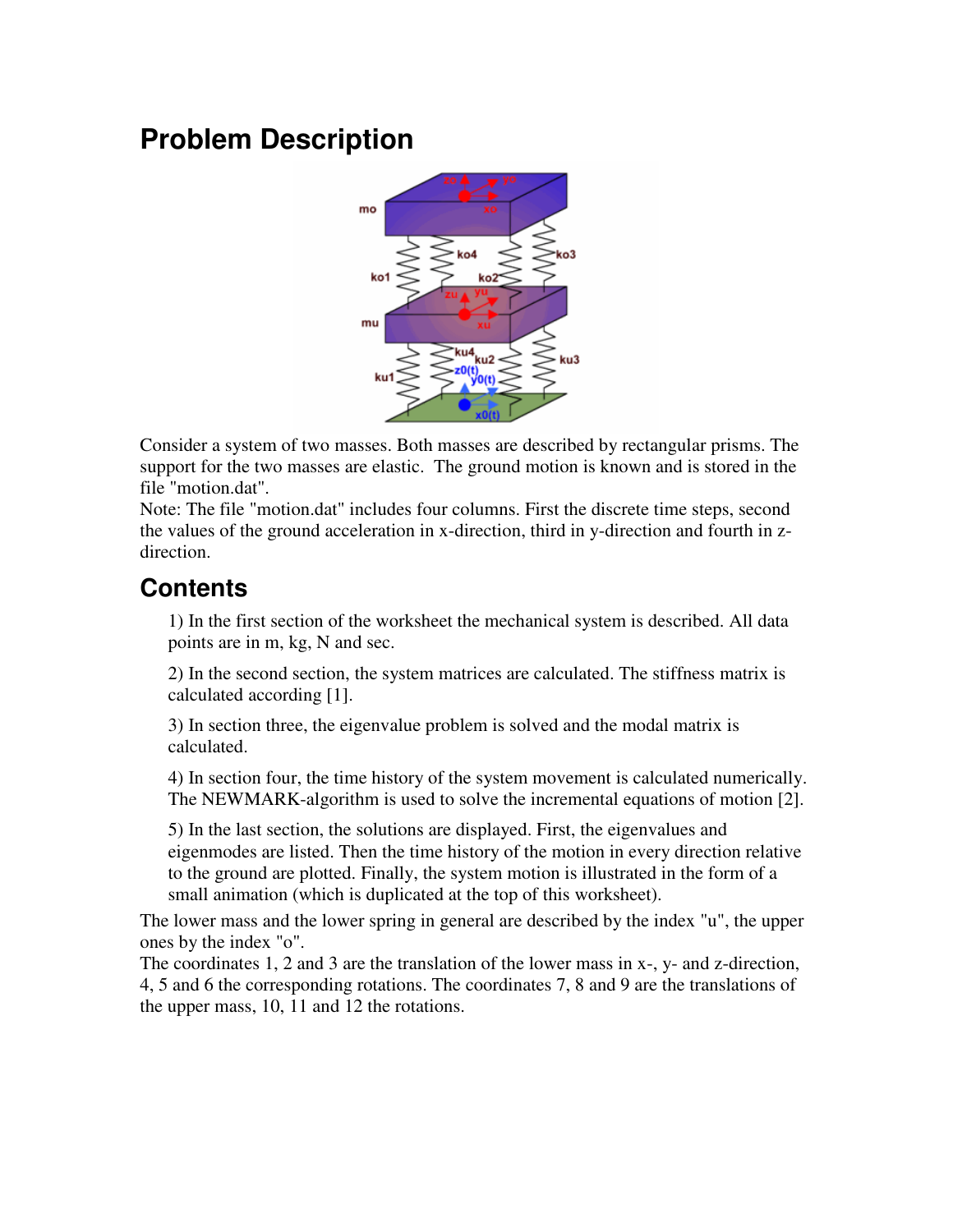# Problem Description

Consider a system of two masses. Both masses are described by rectangular prisms. The support for the two masses are elastic. The ground motion is known and is stored in the file "motion.dat".
Note: The file "motion.dat" includes four columns. First the discrete time steps, second the values of the ground acceleration in x-direction, third in y-direction and fourth in z-direction.

## Contents

1) In the first section of the worksheet the mechanical system is described. All data points are in m, kg, N and sec.

2) In the second section, the system matrices are calculated. The stiffness matrix is calculated according [1].

3) In section three, the eigenvalue problem is solved and the modal matrix is calculated.

4) In section four, the time history of the system movement is calculated numerically. The NEWMARK-algorithm is used to solve the incremental equations of motion [2].

5) In the last section, the solutions are displayed. First, the eigenvalues and eigenmodes are listed. Then the time history of the motion in every direction relative to the ground are plotted. Finally, the system motion is illustrated in the form of a small animation (which is duplicated at the top of this worksheet).

The lower mass and the lower spring in general are described by the index "u", the upper ones by the index "o".
The coordinates 1, 2 and 3 are the translation of the lower mass in x-, y- and z-direction, 4, 5 and 6 the corresponding rotations. The coordinates 7, 8 and 9 are the translations of the upper mass, 10, 11 and 12 the rotations.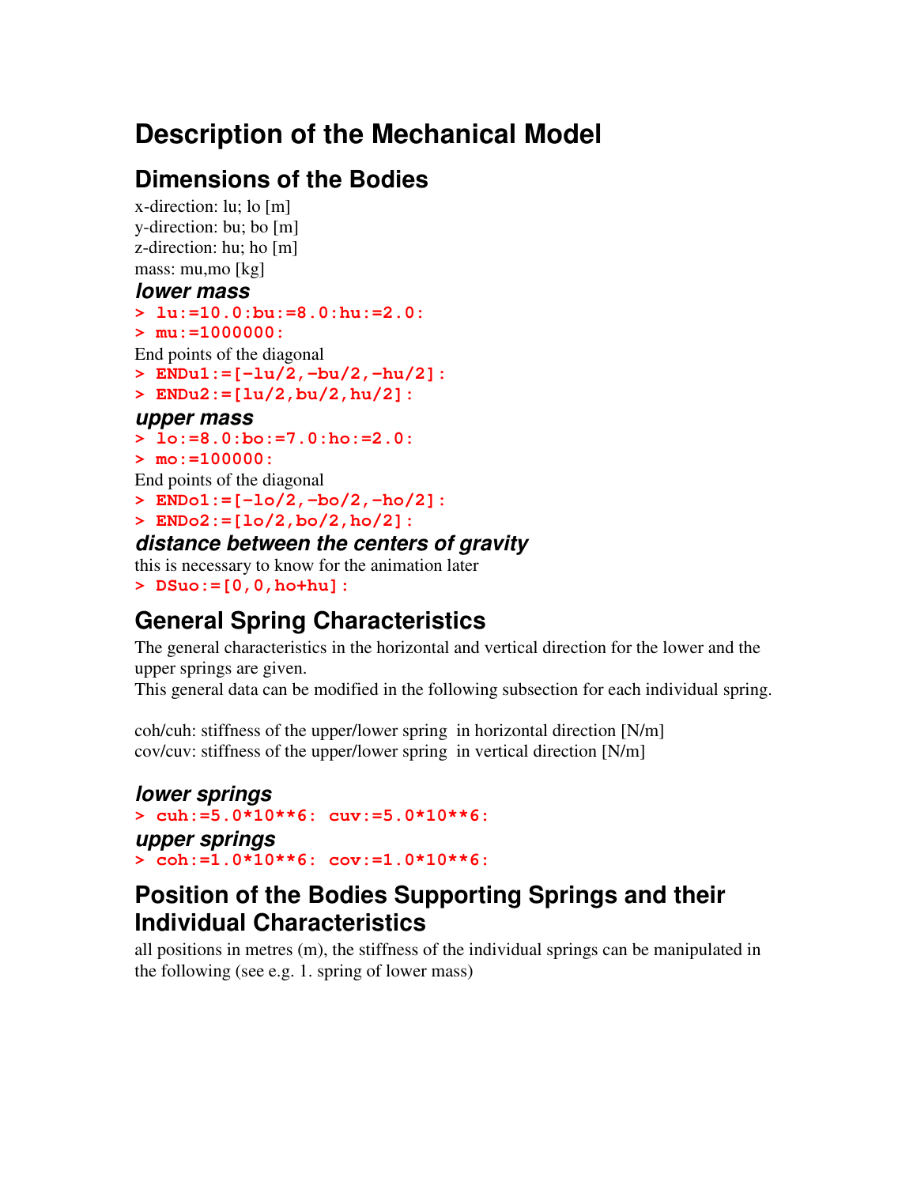# Description of the Mechanical Model

## Dimensions of the Bodies

x-direction: lu; lo [m]
y-direction: bu; bo [m]
z-direction: hu; ho [m]
mass: mu,mo [kg]

### *lower mass*

```
> lu:=10.0:bu:=8.0:hu:=2.0:
> mu:=1000000:
```

End points of the diagonal

```
> ENDu1:=[-lu/2,-bu/2,-hu/2]:
> ENDu2:=[lu/2,bu/2,hu/2]:
```

### *upper mass*

```
> lo:=8.0:bo:=7.0:ho:=2.0:
> mo:=100000:
```

End points of the diagonal

```
> ENDo1:=[-lo/2,-bo/2,-ho/2]:
> ENDo2:=[lo/2,bo/2,ho/2]:
```

### *distance between the centers of gravity*

this is necessary to know for the animation later

```
> DSuo:=[0,0,ho+hu]:
```

## General Spring Characteristics

The general characteristics in the horizontal and vertical direction for the lower and the upper springs are given.
This general data can be modified in the following subsection for each individual spring.

coh/cuh: stiffness of the upper/lower spring in horizontal direction [N/m]
cov/cuv: stiffness of the upper/lower spring in vertical direction [N/m]

### *lower springs*

```
> cuh:=5.0*10**6: cuv:=5.0*10**6:
```

### *upper springs*

```
> coh:=1.0*10**6: cov:=1.0*10**6:
```

## Position of the Bodies Supporting Springs and their Individual Characteristics

all positions in metres (m), the stiffness of the individual springs can be manipulated in the following (see e.g. 1. spring of lower mass)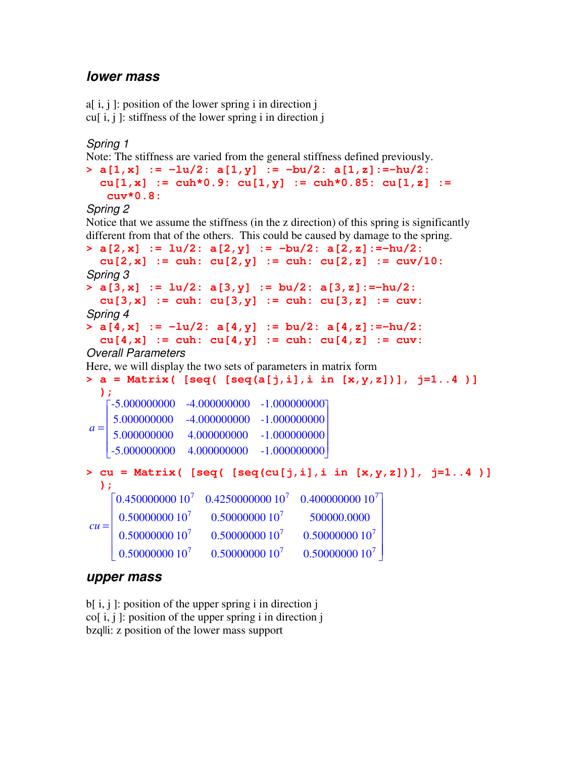## lower mass

a[ i, j ]: position of the lower spring i in direction j
cu[ i, j ]: stiffness of the lower spring i in direction j

*Spring 1*

Note: The stiffness are varied from the general stiffness defined previously.

```
> a[1,x] := -lu/2: a[1,y] := -bu/2: a[1,z]:=-hu/2:
  cu[1,x] := cuh*0.9: cu[1,y] := cuh*0.85: cu[1,z] :=
   cuv*0.8:
```

*Spring 2*

Notice that we assume the stiffness (in the z direction) of this spring is significantly different from that of the others. This could be caused by damage to the spring.

```
> a[2,x] := lu/2: a[2,y] := -bu/2: a[2,z]:=-hu/2:
  cu[2,x] := cuh: cu[2,y] := cuh: cu[2,z] := cuv/10:
```

*Spring 3*

```
> a[3,x] := lu/2: a[3,y] := bu/2: a[3,z]:=-hu/2:
  cu[3,x] := cuh: cu[3,y] := cuh: cu[3,z] := cuv:
```

*Spring 4*

```
> a[4,x] := -lu/2: a[4,y] := bu/2: a[4,z]:=-hu/2:
  cu[4,x] := cuh: cu[4,y] := cuh: cu[4,z] := cuv:
```

*Overall Parameters*

Here, we will display the two sets of parameters in matrix form

```
> a = Matrix( [seq( [seq(a[j,i],i in [x,y,z])], j=1..4 )]
  );
```

$$a = \begin{bmatrix} -5.000000000 & -4.000000000 & -1.000000000 \\ 5.000000000 & -4.000000000 & -1.000000000 \\ 5.000000000 & 4.000000000 & -1.000000000 \\ -5.000000000 & 4.000000000 & -1.000000000 \end{bmatrix}$$

```
> cu = Matrix( [seq( [seq(cu[j,i],i in [x,y,z])], j=1..4 )]
  );
```

$$cu = \begin{bmatrix} 0.450000000\ 10^7 & 0.4250000000\ 10^7 & 0.400000000\ 10^7 \\ 0.50000000\ 10^7 & 0.50000000\ 10^7 & 500000.0000 \\ 0.50000000\ 10^7 & 0.50000000\ 10^7 & 0.50000000\ 10^7 \\ 0.50000000\ 10^7 & 0.50000000\ 10^7 & 0.50000000\ 10^7 \end{bmatrix}$$

## upper mass

b[ i, j ]: position of the upper spring i in direction j
co[ i, j ]: position of the upper spring i in direction j
bzq||i: z position of the lower mass support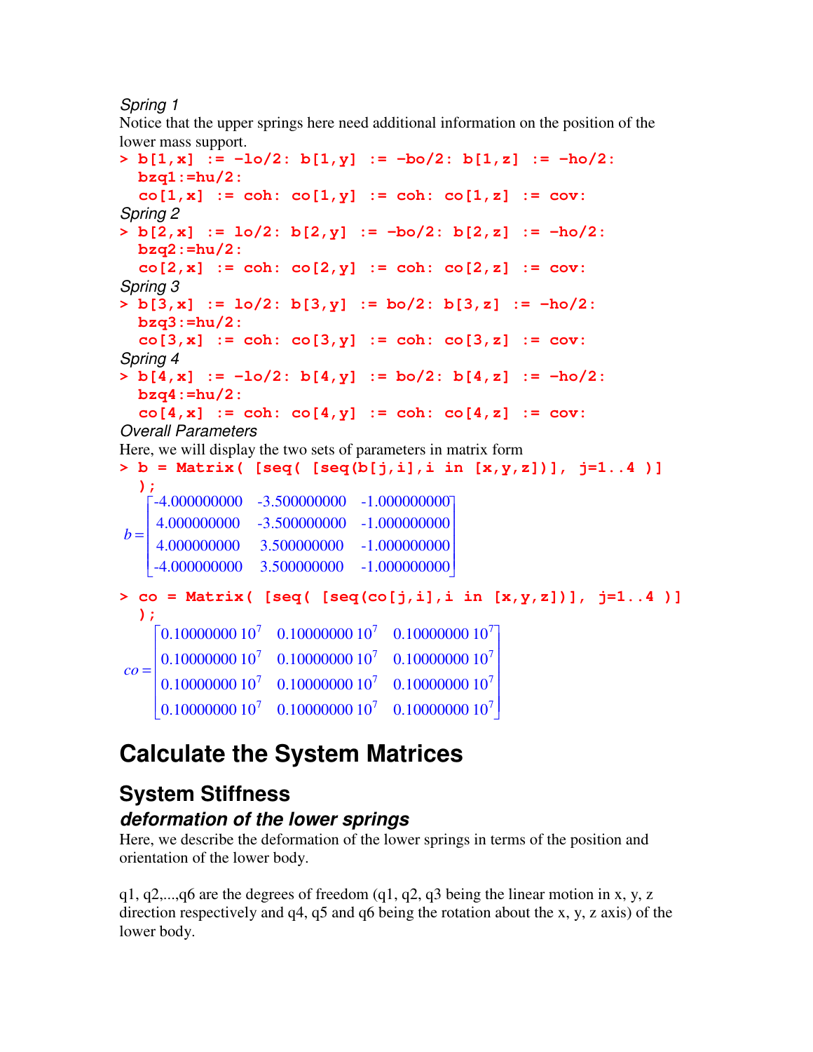*Spring 1*

Notice that the upper springs here need additional information on the position of the lower mass support.

```
> b[1,x] := -lo/2: b[1,y] := -bo/2: b[1,z] := -ho/2:
  bzq1:=hu/2:
  co[1,x] := coh: co[1,y] := coh: co[1,z] := cov:
```

*Spring 2*

```
> b[2,x] := lo/2: b[2,y] := -bo/2: b[2,z] := -ho/2:
  bzq2:=hu/2:
  co[2,x] := coh: co[2,y] := coh: co[2,z] := cov:
```

*Spring 3*

```
> b[3,x] := lo/2: b[3,y] := bo/2: b[3,z] := -ho/2:
  bzq3:=hu/2:
  co[3,x] := coh: co[3,y] := coh: co[3,z] := cov:
```

*Spring 4*

```
> b[4,x] := -lo/2: b[4,y] := bo/2: b[4,z] := -ho/2:
  bzq4:=hu/2:
  co[4,x] := coh: co[4,y] := coh: co[4,z] := cov:
```

*Overall Parameters*

Here, we will display the two sets of parameters in matrix form

```
> b = Matrix( [seq( [seq(b[j,i],i in [x,y,z])], j=1..4 )]
  );
```

$$b = \begin{bmatrix} -4.000000000 & -3.500000000 & -1.000000000 \\ 4.000000000 & -3.500000000 & -1.000000000 \\ 4.000000000 & 3.500000000 & -1.000000000 \\ -4.000000000 & 3.500000000 & -1.000000000 \end{bmatrix}$$

```
> co = Matrix( [seq( [seq(co[j,i],i in [x,y,z])], j=1..4 )]
  );
```

$$co = \begin{bmatrix} 0.10000000\ 10^7 & 0.10000000\ 10^7 & 0.10000000\ 10^7 \\ 0.10000000\ 10^7 & 0.10000000\ 10^7 & 0.10000000\ 10^7 \\ 0.10000000\ 10^7 & 0.10000000\ 10^7 & 0.10000000\ 10^7 \\ 0.10000000\ 10^7 & 0.10000000\ 10^7 & 0.10000000\ 10^7 \end{bmatrix}$$

# Calculate the System Matrices

## System Stiffness

### *deformation of the lower springs*

Here, we describe the deformation of the lower springs in terms of the position and orientation of the lower body.

q1, q2,...,q6 are the degrees of freedom (q1, q2, q3 being the linear motion in x, y, z direction respectively and q4, q5 and q6 being the rotation about the x, y, z axis) of the lower body.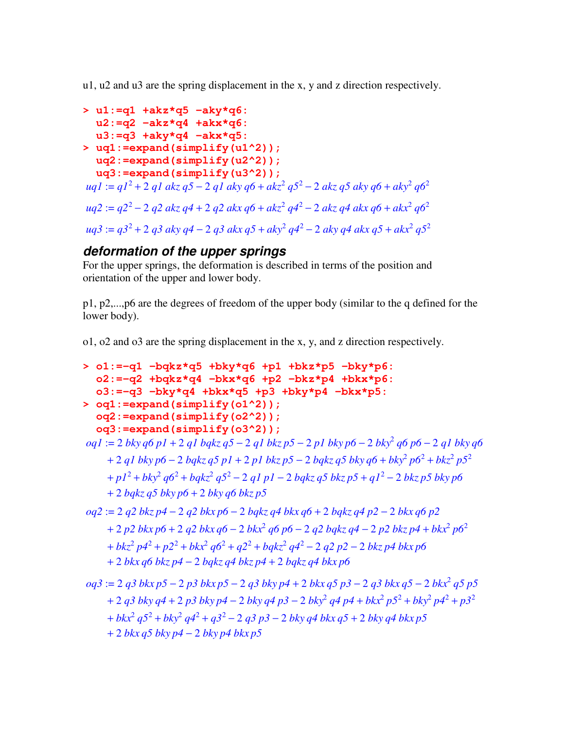u1, u2 and u3 are the spring displacement in the x, y and z direction respectively.

```
> u1:=q1 +akz*q5 -aky*q6:
  u2:=q2 -akz*q4 +akx*q6:
  u3:=q3 +aky*q4 -akx*q5:
> uq1:=expand(simplify(u1^2));
  uq2:=expand(simplify(u2^2));
  uq3:=expand(simplify(u3^2));
```

$$uq1 := q1^2 + 2\ q1\ akz\ q5 - 2\ q1\ aky\ q6 + akz^2\ q5^2 - 2\ akz\ q5\ aky\ q6 + aky^2\ q6^2$$

$$uq2 := q2^2 - 2\ q2\ akz\ q4 + 2\ q2\ akx\ q6 + akz^2\ q4^2 - 2\ akz\ q4\ akx\ q6 + akx^2\ q6^2$$

$$uq3 := q3^2 + 2\ q3\ aky\ q4 - 2\ q3\ akx\ q5 + aky^2\ q4^2 - 2\ aky\ q4\ akx\ q5 + akx^2\ q5^2$$

### *deformation of the upper springs*

For the upper springs, the deformation is described in terms of the position and orientation of the upper and lower body.

p1, p2,...,p6 are the degrees of freedom of the upper body (similar to the q defined for the lower body).

o1, o2 and o3 are the spring displacement in the x, y, and z direction respectively.

```
> o1:=-q1 -bqkz*q5 +bky*q6 +p1 +bkz*p5 -bky*p6:
  o2:=-q2 +bqkz*q4 -bkx*q6 +p2 -bkz*p4 +bkx*p6:
  o3:=-q3 -bky*q4 +bkx*q5 +p3 +bky*p4 -bkx*p5:
> oq1:=expand(simplify(o1^2));
  oq2:=expand(simplify(o2^2));
  oq3:=expand(simplify(o3^2));
```

$$\begin{aligned} oq1 := {} & 2\ bky\ q6\ p1 + 2\ q1\ bqkz\ q5 - 2\ q1\ bkz\ p5 - 2\ p1\ bky\ p6 - 2\ bky^2\ q6\ p6 - 2\ q1\ bky\ q6 \\ & + 2\ q1\ bky\ p6 - 2\ bqkz\ q5\ p1 + 2\ p1\ bkz\ p5 - 2\ bqkz\ q5\ bky\ q6 + bky^2\ p6^2 + bkz^2\ p5^2 \\ & + p1^2 + bky^2\ q6^2 + bqkz^2\ q5^2 - 2\ q1\ p1 - 2\ bqkz\ q5\ bkz\ p5 + q1^2 - 2\ bkz\ p5\ bky\ p6 \\ & + 2\ bqkz\ q5\ bky\ p6 + 2\ bky\ q6\ bkz\ p5 \end{aligned}$$

$$\begin{aligned} oq2 := {} & 2\ q2\ bkz\ p4 - 2\ q2\ bkx\ p6 - 2\ bqkz\ q4\ bkx\ q6 + 2\ bqkz\ q4\ p2 - 2\ bkx\ q6\ p2 \\ & + 2\ p2\ bkx\ p6 + 2\ q2\ bkx\ q6 - 2\ bkx^2\ q6\ p6 - 2\ q2\ bqkz\ q4 - 2\ p2\ bkz\ p4 + bkx^2\ p6^2 \\ & + bkz^2\ p4^2 + p2^2 + bkx^2\ q6^2 + q2^2 + bqkz^2\ q4^2 - 2\ q2\ p2 - 2\ bkz\ p4\ bkx\ p6 \\ & + 2\ bkx\ q6\ bkz\ p4 - 2\ bqkz\ q4\ bkz\ p4 + 2\ bqkz\ q4\ bkx\ p6 \end{aligned}$$

$$\begin{aligned} oq3 := {} & 2\ q3\ bkx\ p5 - 2\ p3\ bkx\ p5 - 2\ q3\ bky\ p4 + 2\ bkx\ q5\ p3 - 2\ q3\ bkx\ q5 - 2\ bkx^2\ q5\ p5 \\ & + 2\ q3\ bky\ q4 + 2\ p3\ bky\ p4 - 2\ bky\ q4\ p3 - 2\ bky^2\ q4\ p4 + bkx^2\ p5^2 + bky^2\ p4^2 + p3^2 \\ & + bkx^2\ q5^2 + bky^2\ q4^2 + q3^2 - 2\ q3\ p3 - 2\ bky\ q4\ bkx\ q5 + 2\ bky\ q4\ bkx\ p5 \\ & + 2\ bkx\ q5\ bky\ p4 - 2\ bky\ p4\ bkx\ p5 \end{aligned}$$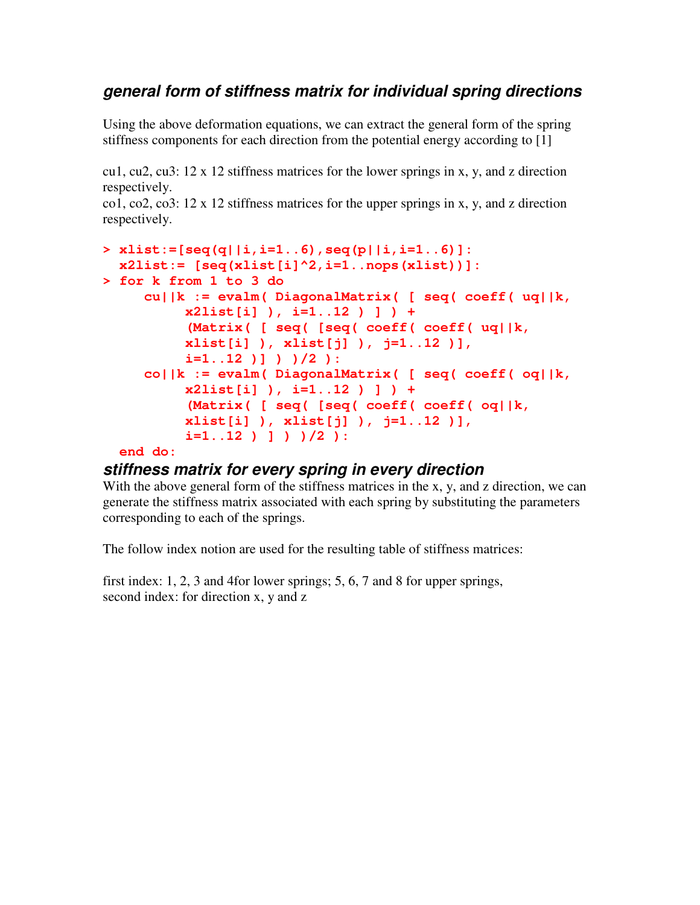### *general form of stiffness matrix for individual spring directions*

Using the above deformation equations, we can extract the general form of the spring stiffness components for each direction from the potential energy according to [1]

cu1, cu2, cu3: 12 x 12 stiffness matrices for the lower springs in x, y, and z direction respectively.
co1, co2, co3: 12 x 12 stiffness matrices for the upper springs in x, y, and z direction respectively.

```
> xlist:=[seq(q||i,i=1..6),seq(p||i,i=1..6)]:
  x2list:= [seq(xlist[i]^2,i=1..nops(xlist))]:
> for k from 1 to 3 do
     cu||k := evalm( DiagonalMatrix( [ seq( coeff( uq||k,
          x2list[i] ), i=1..12 ) ] ) +
          (Matrix( [ seq( [seq( coeff( coeff( uq||k,
          xlist[i] ), xlist[j] ), j=1..12 )],
          i=1..12 )] ) )/2 ):
     co||k := evalm( DiagonalMatrix( [ seq( coeff( oq||k,
          x2list[i] ), i=1..12 ) ] ) +
          (Matrix( [ seq( [seq( coeff( coeff( oq||k,
          xlist[i] ), xlist[j] ), j=1..12 )],
          i=1..12 ) ] ) )/2 ):
  end do:
```

### *stiffness matrix for every spring in every direction*

With the above general form of the stiffness matrices in the x, y, and z direction, we can generate the stiffness matrix associated with each spring by substituting the parameters corresponding to each of the springs.

The follow index notion are used for the resulting table of stiffness matrices:

first index: 1, 2, 3 and 4for lower springs; 5, 6, 7 and 8 for upper springs,
second index: for direction x, y and z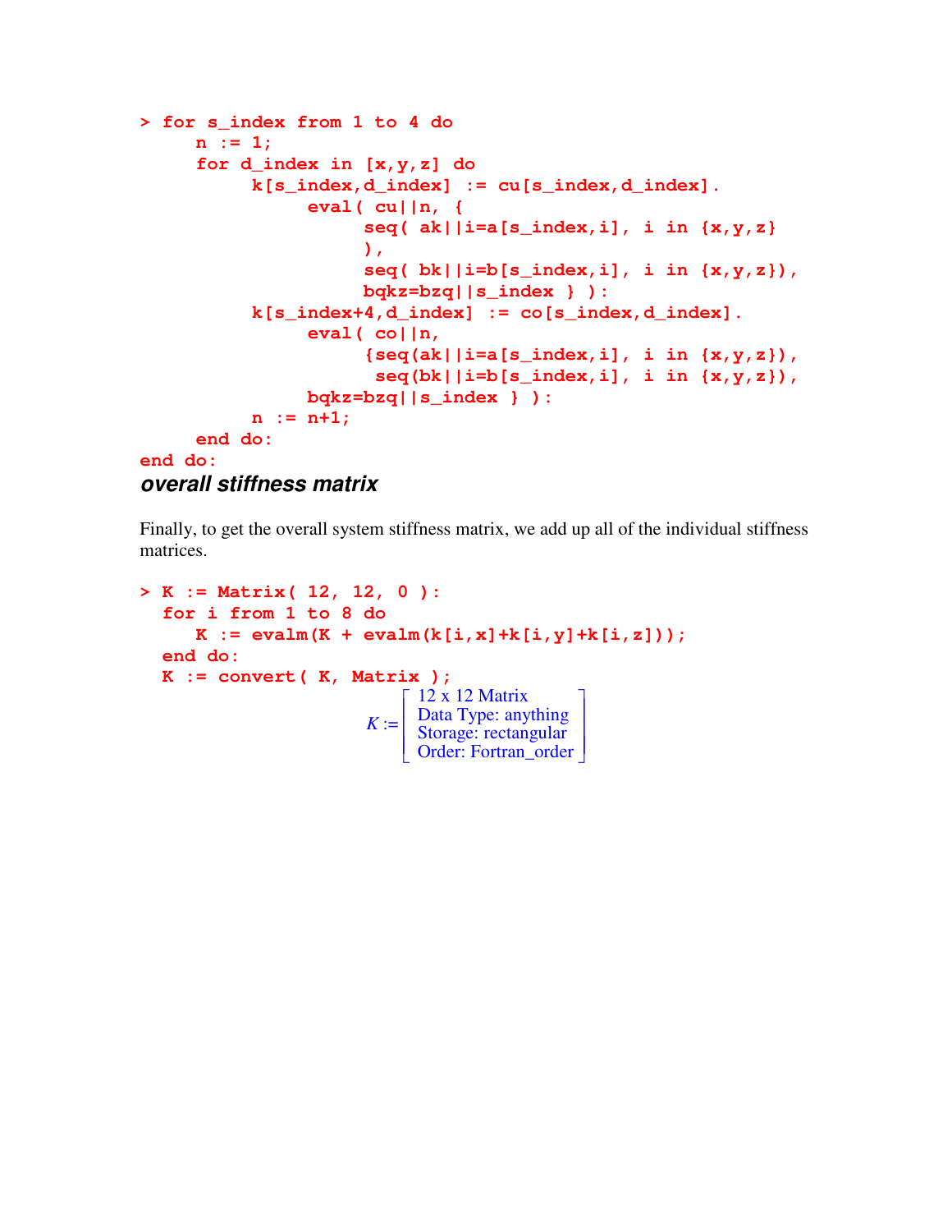```
> for s_index from 1 to 4 do
    n := 1;
    for d_index in [x,y,z] do
        k[s_index,d_index] := cu[s_index,d_index].
            eval( cu||n, {
                seq( ak||i=a[s_index,i], i in {x,y,z}
                ),
                seq( bk||i=b[s_index,i], i in {x,y,z}),
                bqkz=bzq||s_index } ):
        k[s_index+4,d_index] := co[s_index,d_index].
            eval( co||n,
                {seq(ak||i=a[s_index,i], i in {x,y,z}),
                 seq(bk||i=b[s_index,i], i in {x,y,z}),
            bqkz=bzq||s_index } ):
        n := n+1;
    end do:
end do:
```

### *overall stiffness matrix*

Finally, to get the overall system stiffness matrix, we add up all of the individual stiffness matrices.

```
> K := Matrix( 12, 12, 0 ):
  for i from 1 to 8 do
     K := evalm(K + evalm(k[i,x]+k[i,y]+k[i,z]));
  end do:
  K := convert( K, Matrix );
```

$$K := \begin{bmatrix} \text{12 x 12 Matrix} \\ \text{Data Type: anything} \\ \text{Storage: rectangular} \\ \text{Order: Fortran\_order} \end{bmatrix}$$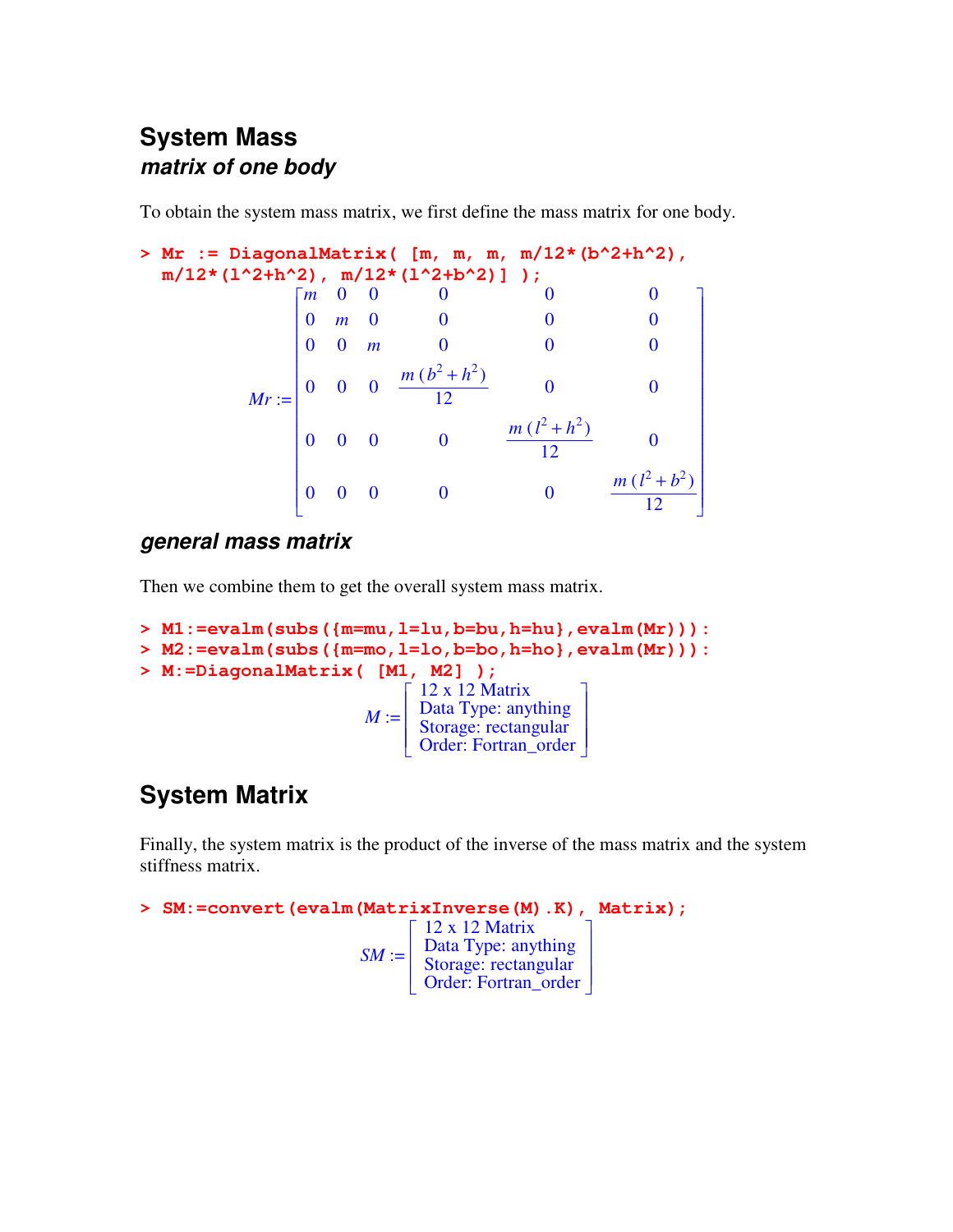# System Mass

### *matrix of one body*

To obtain the system mass matrix, we first define the mass matrix for one body.

```
> Mr := DiagonalMatrix( [m, m, m, m/12*(b^2+h^2),
  m/12*(l^2+h^2), m/12*(l^2+b^2)] );
```

$$
Mr := \begin{bmatrix} m & 0 & 0 & 0 & 0 & 0 \\ 0 & m & 0 & 0 & 0 & 0 \\ 0 & 0 & m & 0 & 0 & 0 \\ 0 & 0 & 0 & \frac{m\,(b^2+h^2)}{12} & 0 & 0 \\ 0 & 0 & 0 & 0 & \frac{m\,(l^2+h^2)}{12} & 0 \\ 0 & 0 & 0 & 0 & 0 & \frac{m\,(l^2+b^2)}{12} \end{bmatrix}
$$

### *general mass matrix*

Then we combine them to get the overall system mass matrix.

```
> M1:=evalm(subs({m=mu,l=lu,b=bu,h=hu},evalm(Mr))):
> M2:=evalm(subs({m=mo,l=lo,b=bo,h=ho},evalm(Mr))):
> M:=DiagonalMatrix( [M1, M2] );
```

$$
M := \begin{bmatrix} \text{12 x 12 Matrix} \\ \text{Data Type: anything} \\ \text{Storage: rectangular} \\ \text{Order: Fortran\_order} \end{bmatrix}
$$

# System Matrix

Finally, the system matrix is the product of the inverse of the mass matrix and the system stiffness matrix.

```
> SM:=convert(evalm(MatrixInverse(M).K), Matrix);
```

$$
SM := \begin{bmatrix} \text{12 x 12 Matrix} \\ \text{Data Type: anything} \\ \text{Storage: rectangular} \\ \text{Order: Fortran\_order} \end{bmatrix}
$$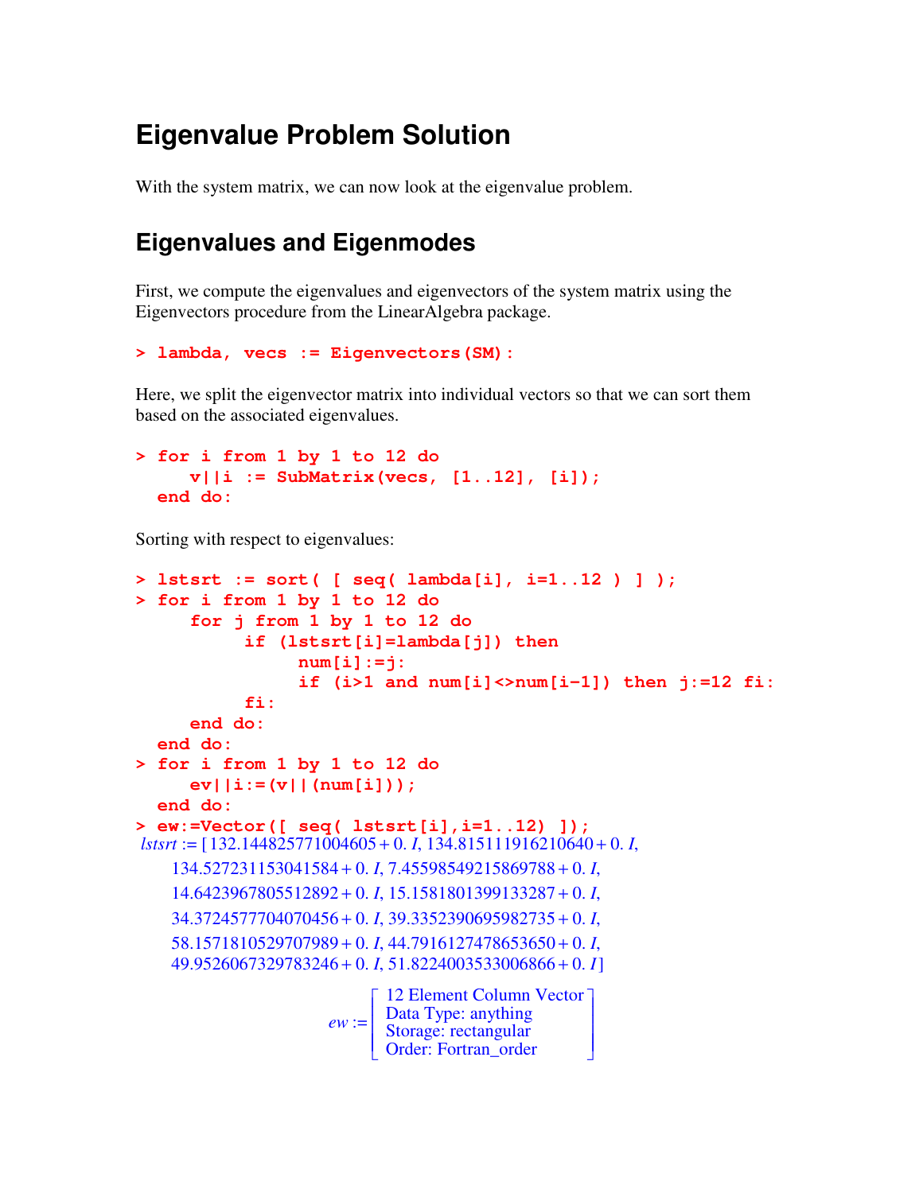# Eigenvalue Problem Solution

With the system matrix, we can now look at the eigenvalue problem.

## Eigenvalues and Eigenmodes

First, we compute the eigenvalues and eigenvectors of the system matrix using the Eigenvectors procedure from the LinearAlgebra package.

```
> lambda, vecs := Eigenvectors(SM):
```

Here, we split the eigenvector matrix into individual vectors so that we can sort them based on the associated eigenvalues.

```
> for i from 1 by 1 to 12 do
      v||i := SubMatrix(vecs, [1..12], [i]);
  end do:
```

Sorting with respect to eigenvalues:

```
> lstsrt := sort( [ seq( lambda[i], i=1..12 ) ] );
> for i from 1 by 1 to 12 do
      for j from 1 by 1 to 12 do
           if (lstsrt[i]=lambda[j]) then
                num[i]:=j:
                if (i>1 and num[i]<>num[i-1]) then j:=12 fi:
           fi:
      end do:
  end do:
> for i from 1 by 1 to 12 do
      ev||i:=(v||(num[i]));
  end do:
> ew:=Vector([ seq( lstsrt[i],i=1..12) ]);
```

$lstsrt := [132.144825771004605 + 0.\, I,\ 134.815111916210640 + 0.\, I,$
$134.527231153041584 + 0.\, I,\ 7.45598549215869788 + 0.\, I,$
$14.6423967805512892 + 0.\, I,\ 15.1581801399133287 + 0.\, I,$
$34.3724577704070456 + 0.\, I,\ 39.3352390695982735 + 0.\, I,$
$58.1571810529707989 + 0.\, I,\ 44.7916127478653650 + 0.\, I,$
$49.9526067329783246 + 0.\, I,\ 51.8224003533006866 + 0.\, I]$

$$ew := \left[\begin{array}{l} \text{12 Element Column Vector} \\ \text{Data Type: anything} \\ \text{Storage: rectangular} \\ \text{Order: Fortran\_order} \end{array}\right]$$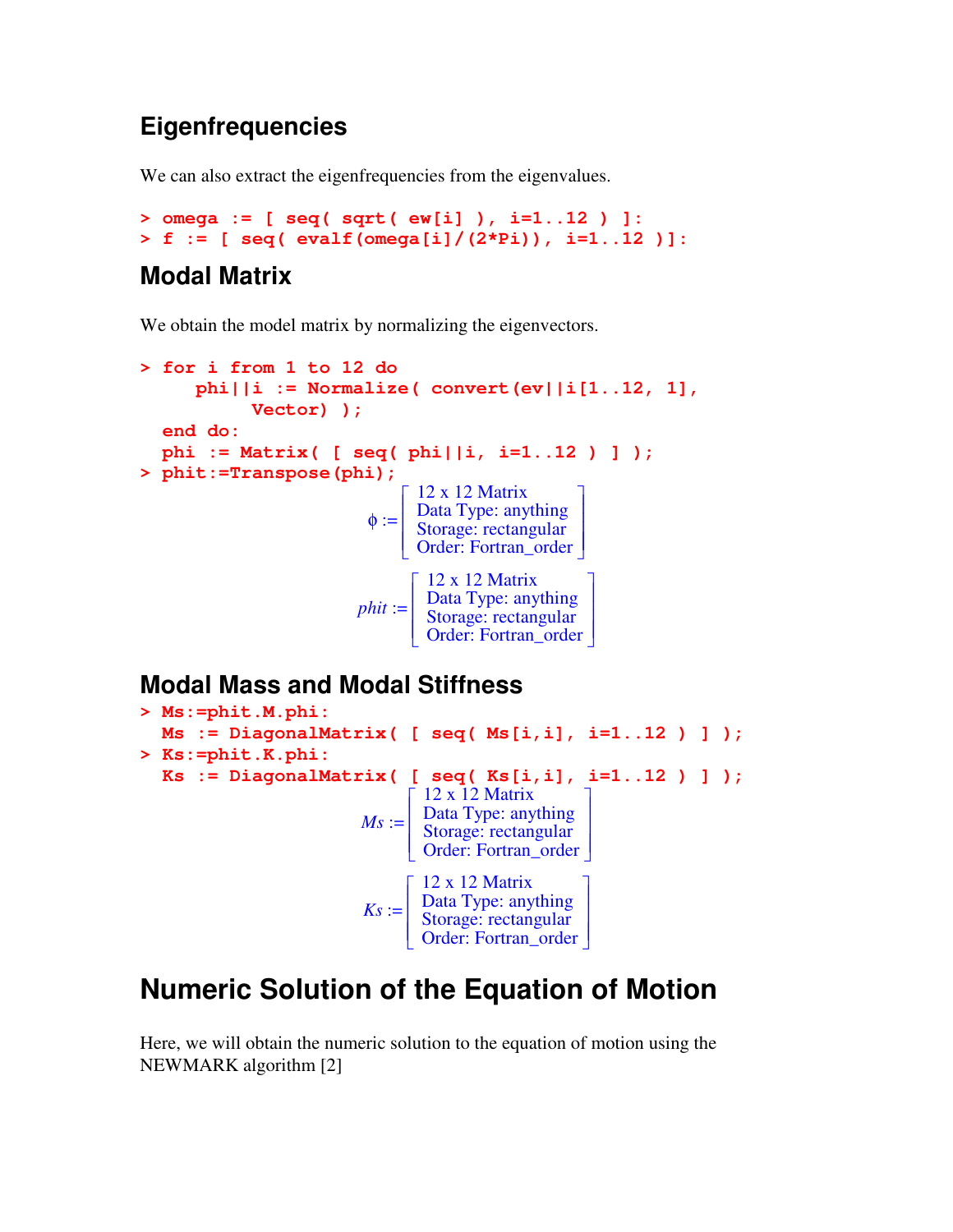## Eigenfrequencies

We can also extract the eigenfrequencies from the eigenvalues.

```
> omega := [ seq( sqrt( ew[i] ), i=1..12 ) ]:
> f := [ seq( evalf(omega[i]/(2*Pi)), i=1..12 )]:
```

## Modal Matrix

We obtain the model matrix by normalizing the eigenvectors.

```
> for i from 1 to 12 do
     phi||i := Normalize( convert(ev||i[1..12, 1],
          Vector) );
  end do:
  phi := Matrix( [ seq( phi||i, i=1..12 ) ] );
> phit:=Transpose(phi);
```

$$\phi := \begin{bmatrix} \text{12 x 12 Matrix} \\ \text{Data Type: anything} \\ \text{Storage: rectangular} \\ \text{Order: Fortran\_order} \end{bmatrix}$$

$$phit := \begin{bmatrix} \text{12 x 12 Matrix} \\ \text{Data Type: anything} \\ \text{Storage: rectangular} \\ \text{Order: Fortran\_order} \end{bmatrix}$$

## Modal Mass and Modal Stiffness

```
> Ms:=phit.M.phi:
  Ms := DiagonalMatrix( [ seq( Ms[i,i], i=1..12 ) ] );
> Ks:=phit.K.phi:
  Ks := DiagonalMatrix( [ seq( Ks[i,i], i=1..12 ) ] );
```

$$Ms := \begin{bmatrix} \text{12 x 12 Matrix} \\ \text{Data Type: anything} \\ \text{Storage: rectangular} \\ \text{Order: Fortran\_order} \end{bmatrix}$$

$$Ks := \begin{bmatrix} \text{12 x 12 Matrix} \\ \text{Data Type: anything} \\ \text{Storage: rectangular} \\ \text{Order: Fortran\_order} \end{bmatrix}$$

# Numeric Solution of the Equation of Motion

Here, we will obtain the numeric solution to the equation of motion using the NEWMARK algorithm [2]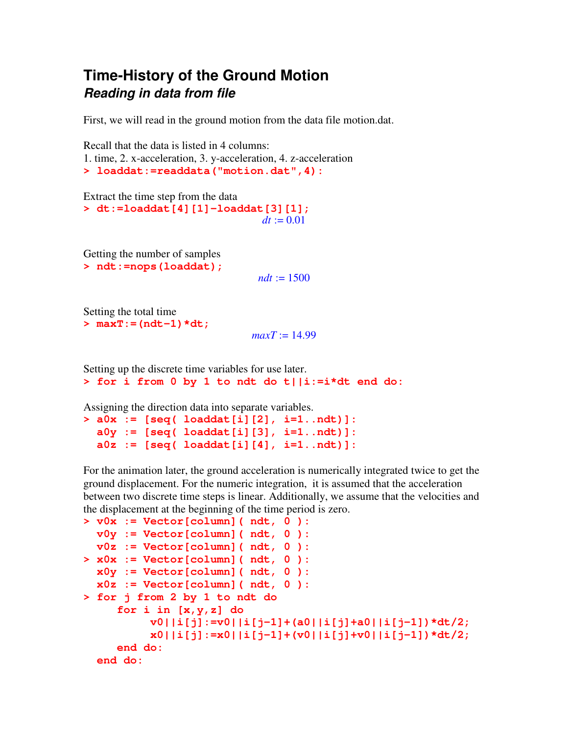# Time-History of the Ground Motion

## *Reading in data from file*

First, we will read in the ground motion from the data file motion.dat.

Recall that the data is listed in 4 columns:
1. time, 2. x-acceleration, 3. y-acceleration, 4. z-acceleration

```
> loaddat:=readdata("motion.dat",4):
```

Extract the time step from the data

```
> dt:=loaddat[4][1]-loaddat[3][1];
```

$$dt := 0.01$$

Getting the number of samples

```
> ndt:=nops(loaddat);
```

$$ndt := 1500$$

Setting the total time

```
> maxT:=(ndt-1)*dt;
```

$$maxT := 14.99$$

Setting up the discrete time variables for use later.

```
> for i from 0 by 1 to ndt do t||i:=i*dt end do:
```

Assigning the direction data into separate variables.

```
> a0x := [seq( loaddat[i][2], i=1..ndt)]:
  a0y := [seq( loaddat[i][3], i=1..ndt)]:
  a0z := [seq( loaddat[i][4], i=1..ndt)]:
```

For the animation later, the ground acceleration is numerically integrated twice to get the ground displacement. For the numeric integration, it is assumed that the acceleration between two discrete time steps is linear. Additionally, we assume that the velocities and the displacement at the beginning of the time period is zero.

```
> v0x := Vector[column]( ndt, 0 ):
  v0y := Vector[column]( ndt, 0 ):
  v0z := Vector[column]( ndt, 0 ):
> x0x := Vector[column]( ndt, 0 ):
  x0y := Vector[column]( ndt, 0 ):
  x0z := Vector[column]( ndt, 0 ):
> for j from 2 by 1 to ndt do
      for i in [x,y,z] do
           v0||i[j]:=v0||i[j-1]+(a0||i[j]+a0||i[j-1])*dt/2;
           x0||i[j]:=x0||i[j-1]+(v0||i[j]+v0||i[j-1])*dt/2;
      end do:
  end do:
```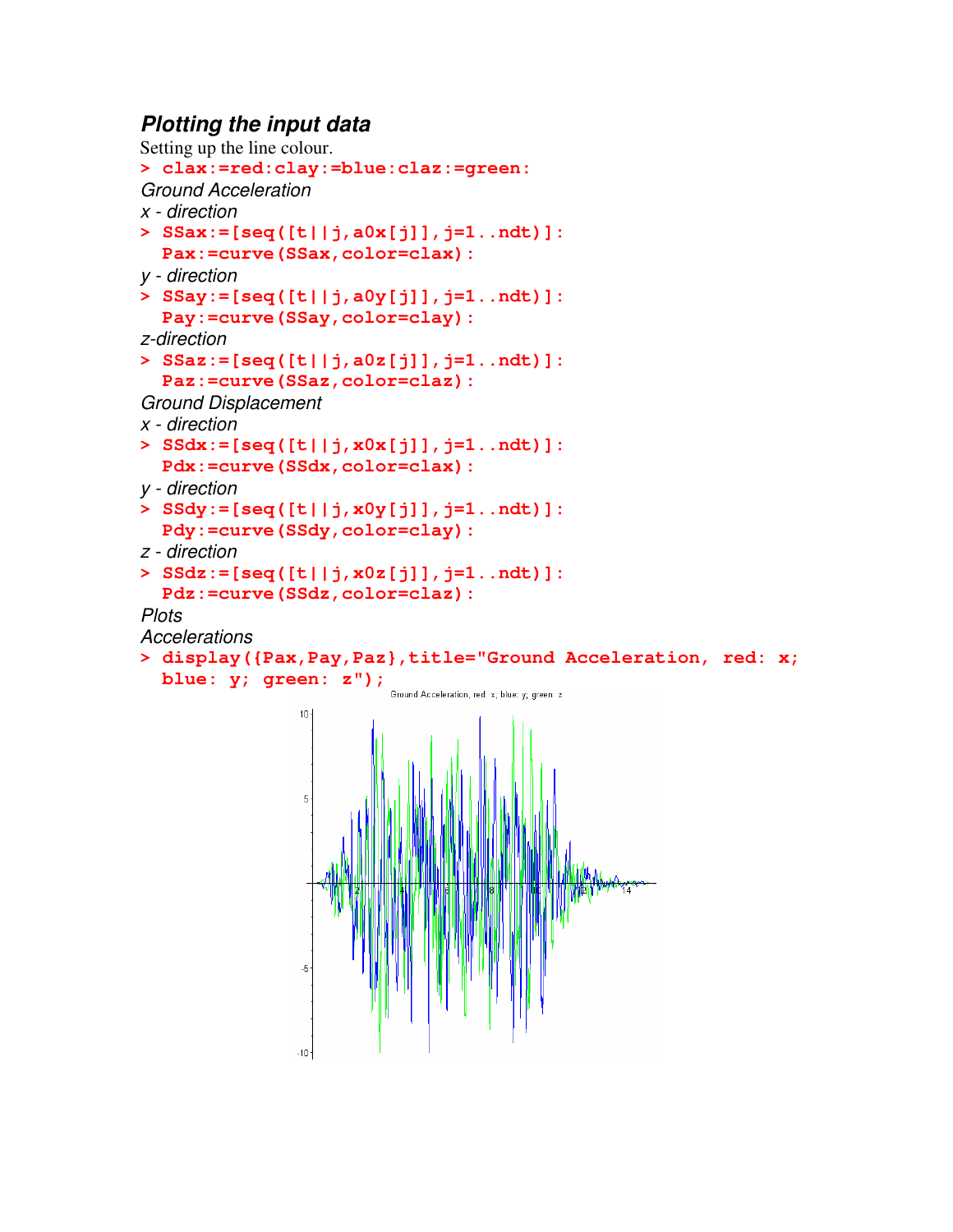### *Plotting the input data*

Setting up the line colour.

```
> clax:=red:clay:=blue:claz:=green:
```

*Ground Acceleration*

*x - direction*

```
> SSax:=[seq([t||j,a0x[j]],j=1..ndt)]:
  Pax:=curve(SSax,color=clax):
```

*y - direction*

```
> SSay:=[seq([t||j,a0y[j]],j=1..ndt)]:
  Pay:=curve(SSay,color=clay):
```

*z-direction*

```
> SSaz:=[seq([t||j,a0z[j]],j=1..ndt)]:
  Paz:=curve(SSaz,color=claz):
```

*Ground Displacement*

*x - direction*

```
> SSdx:=[seq([t||j,x0x[j]],j=1..ndt)]:
  Pdx:=curve(SSdx,color=clax):
```

*y - direction*

```
> SSdy:=[seq([t||j,x0y[j]],j=1..ndt)]:
  Pdy:=curve(SSdy,color=clay):
```

*z - direction*

```
> SSdz:=[seq([t||j,x0z[j]],j=1..ndt)]:
  Pdz:=curve(SSdz,color=claz):
```

*Plots*

*Accelerations*

```
> display({Pax,Pay,Paz},title="Ground Acceleration, red: x;
  blue: y; green: z");
```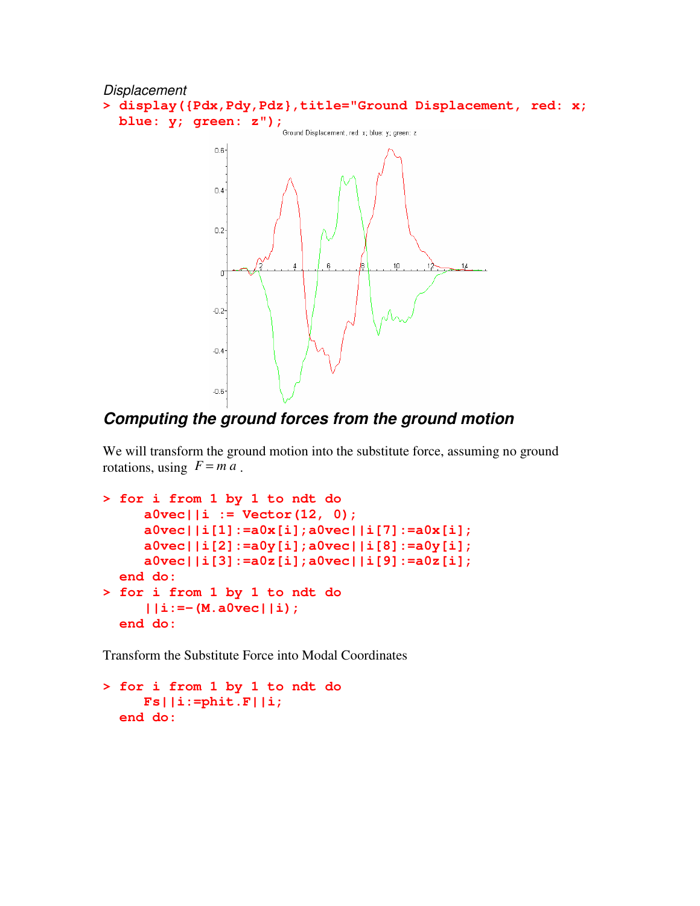*Displacement*

```
> display({Pdx,Pdy,Pdz},title="Ground Displacement, red: x;
  blue: y; green: z");
```

## *Computing the ground forces from the ground motion*

We will transform the ground motion into the substitute force, assuming no ground rotations, using $F = m\,a$ .

```
> for i from 1 by 1 to ndt do
      a0vec||i := Vector(12, 0);
      a0vec||i[1]:=a0x[i];a0vec||i[7]:=a0x[i];
      a0vec||i[2]:=a0y[i];a0vec||i[8]:=a0y[i];
      a0vec||i[3]:=a0z[i];a0vec||i[9]:=a0z[i];
  end do:
> for i from 1 by 1 to ndt do
      ||i:=-(M.a0vec||i);
  end do:
```

Transform the Substitute Force into Modal Coordinates

```
> for i from 1 by 1 to ndt do
      Fs||i:=phit.F||i;
  end do:
```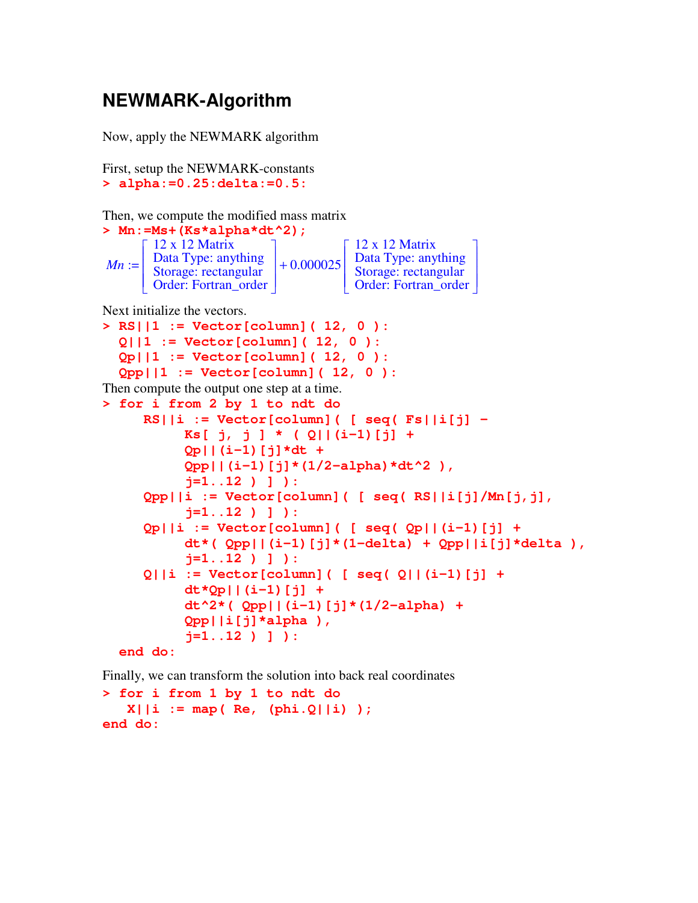## NEWMARK-Algorithm

Now, apply the NEWMARK algorithm

First, setup the NEWMARK-constants

```
> alpha:=0.25:delta:=0.5:
```

Then, we compute the modified mass matrix

```
> Mn:=Ms+(Ks*alpha*dt^2);
```

$$Mn := \begin{bmatrix} \text{12 x 12 Matrix} \\ \text{Data Type: anything} \\ \text{Storage: rectangular} \\ \text{Order: Fortran\_order} \end{bmatrix} + 0.000025 \begin{bmatrix} \text{12 x 12 Matrix} \\ \text{Data Type: anything} \\ \text{Storage: rectangular} \\ \text{Order: Fortran\_order} \end{bmatrix}$$

Next initialize the vectors.

```
> RS||1 := Vector[column]( 12, 0 ):
  Q||1 := Vector[column]( 12, 0 ):
  Qp||1 := Vector[column]( 12, 0 ):
  Qpp||1 := Vector[column]( 12, 0 ):
```

Then compute the output one step at a time.

```
> for i from 2 by 1 to ndt do
     RS||i := Vector[column]( [ seq( Fs||i[j] -
          Ks[ j, j ] * ( Q||(i-1)[j] +
          Qp||(i-1)[j]*dt +
          Qpp||(i-1)[j]*(1/2-alpha)*dt^2 ),
          j=1..12 ) ] ):
     Qpp||i := Vector[column]( [ seq( RS||i[j]/Mn[j,j],
          j=1..12 ) ] ):
     Qp||i := Vector[column]( [ seq( Qp||(i-1)[j] +
          dt*( Qpp||(i-1)[j]*(1-delta) + Qpp||i[j]*delta ),
          j=1..12 ) ] ):
     Q||i := Vector[column]( [ seq( Q||(i-1)[j] +
          dt*Qp||(i-1)[j] +
          dt^2*( Qpp||(i-1)[j]*(1/2-alpha) +
          Qpp||i[j]*alpha ),
          j=1..12 ) ] ):
  end do:
```

Finally, we can transform the solution into back real coordinates

```
> for i from 1 by 1 to ndt do
    X||i := map( Re, (phi.Q||i) );
end do:
```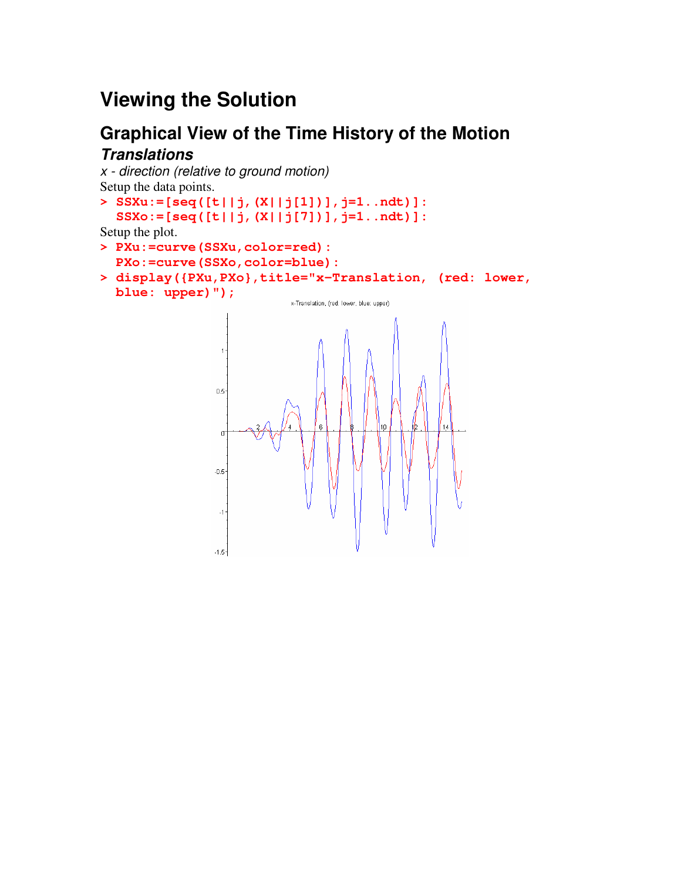# Viewing the Solution

## Graphical View of the Time History of the Motion

### *Translations*

*x - direction (relative to ground motion)*

Setup the data points.

```
> SSXu:=[seq([t||j,(X||j[1])],j=1..ndt)]:
  SSXo:=[seq([t||j,(X||j[7])],j=1..ndt)]:
```

Setup the plot.

```
> PXu:=curve(SSXu,color=red):
  PXo:=curve(SSXo,color=blue):
> display({PXu,PXo},title="x-Translation, (red: lower, 
  blue: upper)");
```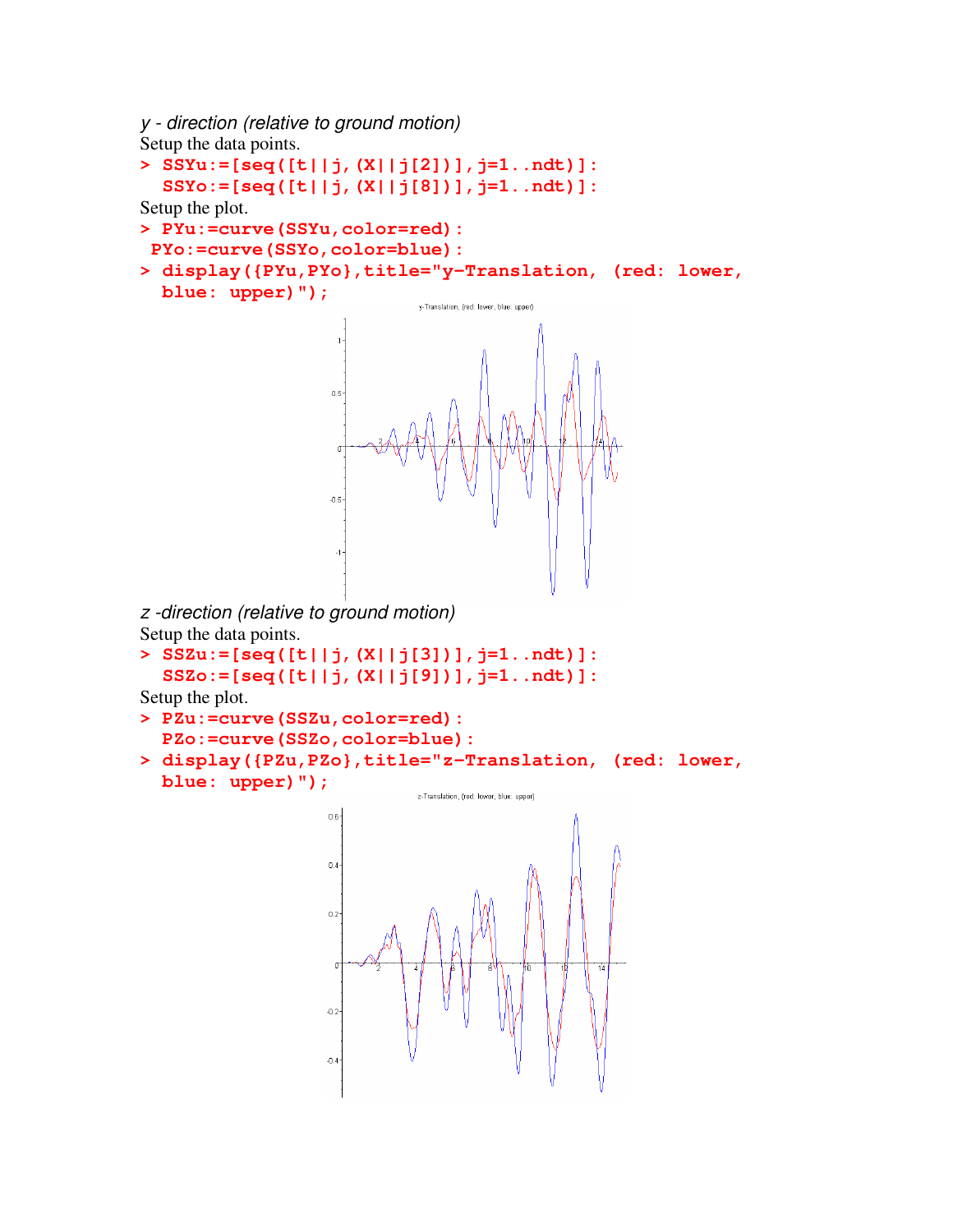*y - direction (relative to ground motion)*

Setup the data points.

```
> SSYu:=[seq([t||j,(X||j[2])],j=1..ndt)]:
  SSYo:=[seq([t||j,(X||j[8])],j=1..ndt)]:
```

Setup the plot.

```
> PYu:=curve(SSYu,color=red):
 PYo:=curve(SSYo,color=blue):
> display({PYu,PYo},title="y-Translation, (red: lower,
  blue: upper)");
```

*z -direction (relative to ground motion)*

Setup the data points.

```
> SSZu:=[seq([t||j,(X||j[3])],j=1..ndt)]:
  SSZo:=[seq([t||j,(X||j[9])],j=1..ndt)]:
```

Setup the plot.

```
> PZu:=curve(SSZu,color=red):
  PZo:=curve(SSZo,color=blue):
> display({PZu,PZo},title="z-Translation, (red: lower,
  blue: upper)");
```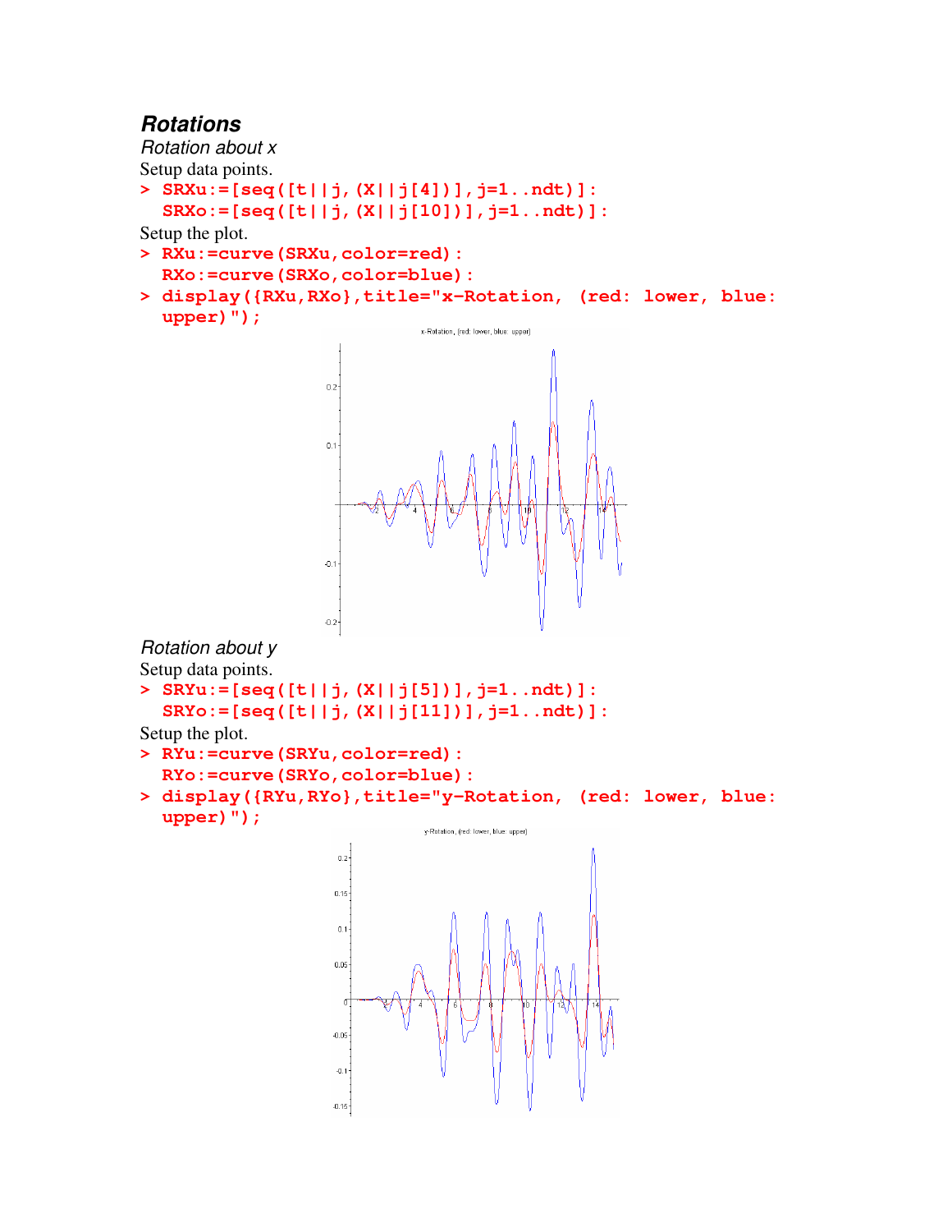## *Rotations*

### *Rotation about x*

Setup data points.

```
> SRXu:=[seq([t||j,(X||j[4])],j=1..ndt)]:
  SRXo:=[seq([t||j,(X||j[10])],j=1..ndt)]:
```

Setup the plot.

```
> RXu:=curve(SRXu,color=red):
  RXo:=curve(SRXo,color=blue):
> display({RXu,RXo},title="x-Rotation, (red: lower, blue:
  upper)");
```

### *Rotation about y*

Setup data points.

```
> SRYu:=[seq([t||j,(X||j[5])],j=1..ndt)]:
  SRYo:=[seq([t||j,(X||j[11])],j=1..ndt)]:
```

Setup the plot.

```
> RYu:=curve(SRYu,color=red):
  RYo:=curve(SRYo,color=blue):
> display({RYu,RYo},title="y-Rotation, (red: lower, blue:
  upper)");
```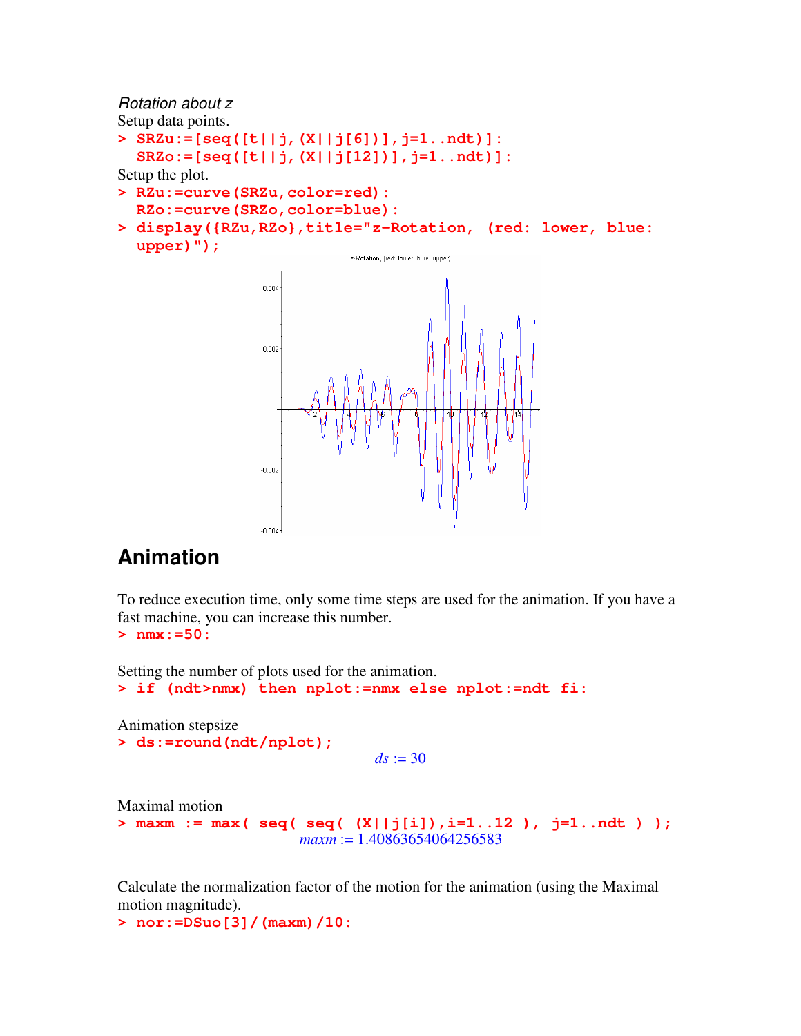*Rotation about z*

Setup data points.

```
> SRZu:=[seq([t||j,(X||j[6])],j=1..ndt)]:
  SRZo:=[seq([t||j,(X||j[12])],j=1..ndt)]:
```

Setup the plot.

```
> RZu:=curve(SRZu,color=red):
  RZo:=curve(SRZo,color=blue):
> display({RZu,RZo},title="z-Rotation, (red: lower, blue: upper)");
```

## Animation

To reduce execution time, only some time steps are used for the animation. If you have a fast machine, you can increase this number.

```
> nmx:=50:
```

Setting the number of plots used for the animation.

```
> if (ndt>nmx) then nplot:=nmx else nplot:=ndt fi:
```

Animation stepsize

```
> ds:=round(ndt/nplot);
```

$$ds := 30$$

Maximal motion

```
> maxm := max( seq( seq( (X||j[i]),i=1..12 ), j=1..ndt ) );
```

$$maxm := 1.40863654064256583$$

Calculate the normalization factor of the motion for the animation (using the Maximal motion magnitude).

```
> nor:=DSuo[3]/(maxm)/10:
```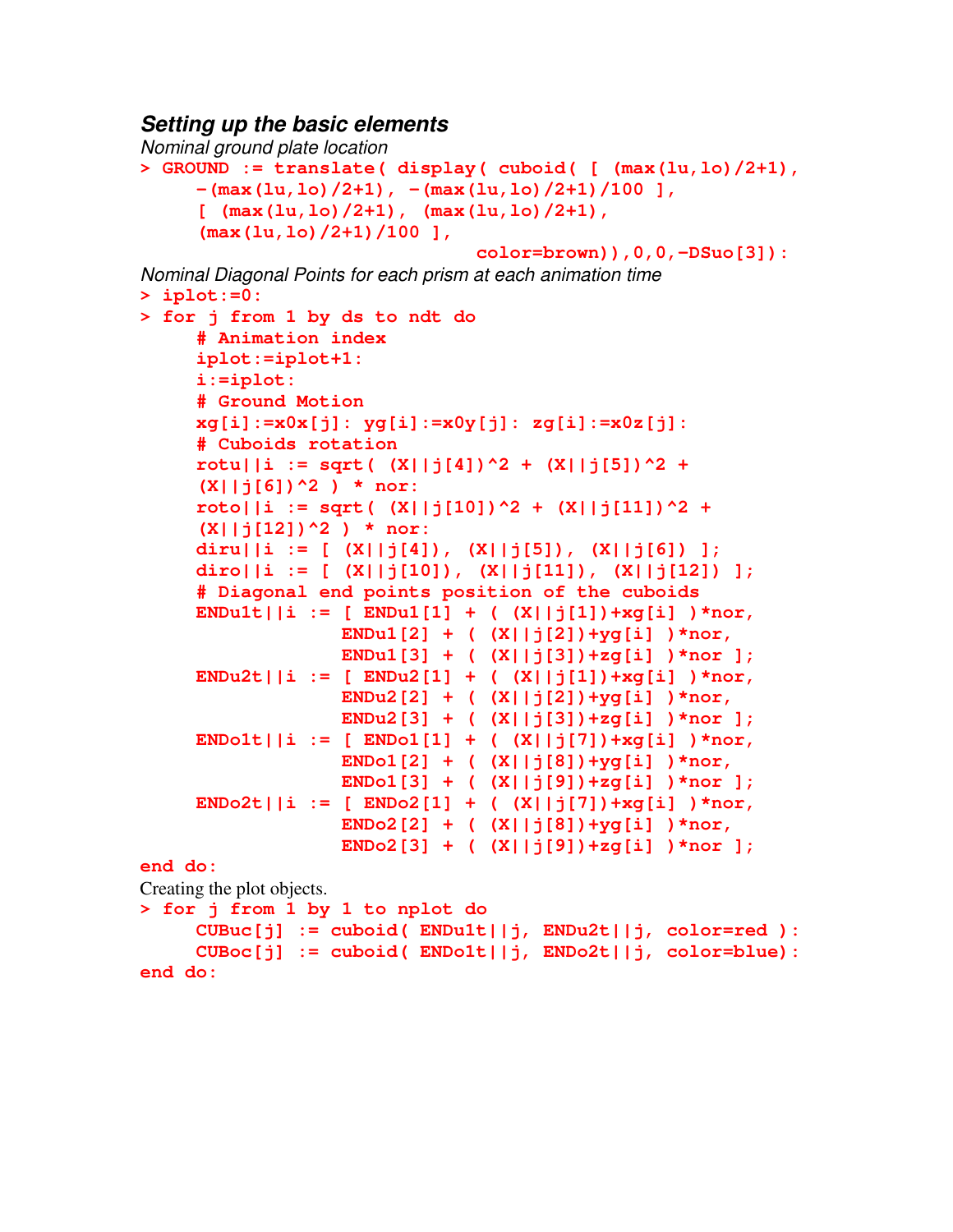### *Setting up the basic elements*

*Nominal ground plate location*

```
> GROUND := translate( display( cuboid( [ (max(lu,lo)/2+1),
     -(max(lu,lo)/2+1), -(max(lu,lo)/2+1)/100 ],
     [ (max(lu,lo)/2+1), (max(lu,lo)/2+1),
     (max(lu,lo)/2+1)/100 ],
                              color=brown)),0,0,-DSuo[3]):
```

*Nominal Diagonal Points for each prism at each animation time*

```
> iplot:=0:
> for j from 1 by ds to ndt do
     # Animation index
     iplot:=iplot+1:
     i:=iplot:
     # Ground Motion
     xg[i]:=x0x[j]: yg[i]:=x0y[j]: zg[i]:=x0z[j]:
     # Cuboids rotation
     rotu||i := sqrt( (X||j[4])^2 + (X||j[5])^2 +
     (X||j[6])^2 ) * nor:
     roto||i := sqrt( (X||j[10])^2 + (X||j[11])^2 +
     (X||j[12])^2 ) * nor:
     diru||i := [ (X||j[4]), (X||j[5]), (X||j[6]) ];
     diro||i := [ (X||j[10]), (X||j[11]), (X||j[12]) ];
     # Diagonal end points position of the cuboids
     ENDu1t||i := [ ENDu1[1] + ( (X||j[1])+xg[i] )*nor,
                   ENDu1[2] + ( (X||j[2])+yg[i] )*nor,
                   ENDu1[3] + ( (X||j[3])+zg[i] )*nor ];
     ENDu2t||i := [ ENDu2[1] + ( (X||j[1])+xg[i] )*nor,
                   ENDu2[2] + ( (X||j[2])+yg[i] )*nor,
                   ENDu2[3] + ( (X||j[3])+zg[i] )*nor ];
     ENDo1t||i := [ ENDo1[1] + ( (X||j[7])+xg[i] )*nor,
                   ENDo1[2] + ( (X||j[8])+yg[i] )*nor,
                   ENDo1[3] + ( (X||j[9])+zg[i] )*nor ];
     ENDo2t||i := [ ENDo2[1] + ( (X||j[7])+xg[i] )*nor,
                   ENDo2[2] + ( (X||j[8])+yg[i] )*nor,
                   ENDo2[3] + ( (X||j[9])+zg[i] )*nor ];
end do:
```

Creating the plot objects.

```
> for j from 1 by 1 to nplot do
     CUBuc[j] := cuboid( ENDu1t||j, ENDu2t||j, color=red ):
     CUBoc[j] := cuboid( ENDo1t||j, ENDo2t||j, color=blue):
end do:
```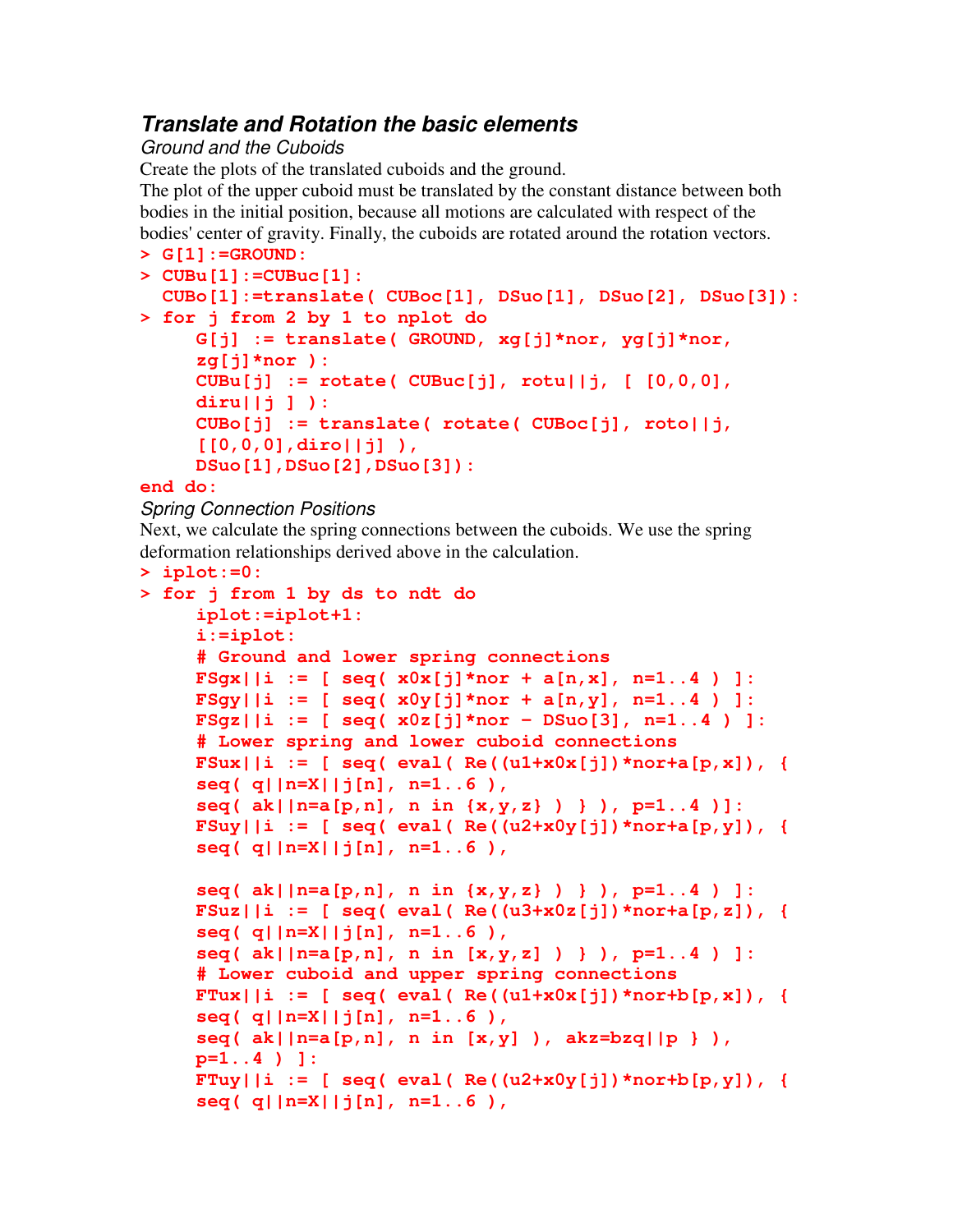## *Translate and Rotation the basic elements*

*Ground and the Cuboids*

Create the plots of the translated cuboids and the ground.
The plot of the upper cuboid must be translated by the constant distance between both bodies in the initial position, because all motions are calculated with respect of the bodies' center of gravity. Finally, the cuboids are rotated around the rotation vectors.

```
> G[1]:=GROUND:
> CUBu[1]:=CUBuc[1]:
  CUBo[1]:=translate( CUBoc[1], DSuo[1], DSuo[2], DSuo[3]):
> for j from 2 by 1 to nplot do
      G[j] := translate( GROUND, xg[j]*nor, yg[j]*nor,
      zg[j]*nor ):
      CUBu[j] := rotate( CUBuc[j], rotu||j, [ [0,0,0],
      diru||j ] ):
      CUBo[j] := translate( rotate( CUBoc[j], roto||j,
      [[0,0,0],diro||j] ),
      DSuo[1],DSuo[2],DSuo[3]):
end do:
```

*Spring Connection Positions*

Next, we calculate the spring connections between the cuboids. We use the spring deformation relationships derived above in the calculation.

```
> iplot:=0:
> for j from 1 by ds to ndt do
      iplot:=iplot+1:
      i:=iplot:
      # Ground and lower spring connections
      FSgx||i := [ seq( x0x[j]*nor + a[n,x], n=1..4 ) ]:
      FSgy||i := [ seq( x0y[j]*nor + a[n,y], n=1..4 ) ]:
      FSgz||i := [ seq( x0z[j]*nor - DSuo[3], n=1..4 ) ]:
      # Lower spring and lower cuboid connections
      FSux||i := [ seq( eval( Re((u1+x0x[j])*nor+a[p,x]), {
      seq( q||n=X||j[n], n=1..6 ),
      seq( ak||n=a[p,n], n in {x,y,z} ) } ), p=1..4 )]:
      FSuy||i := [ seq( eval( Re((u2+x0y[j])*nor+a[p,y]), {
      seq( q||n=X||j[n], n=1..6 ),

      seq( ak||n=a[p,n], n in {x,y,z} ) } ), p=1..4 ) ]:
      FSuz||i := [ seq( eval( Re((u3+x0z[j])*nor+a[p,z]), {
      seq( q||n=X||j[n], n=1..6 ),
      seq( ak||n=a[p,n], n in [x,y,z] ) } ), p=1..4 ) ]:
      # Lower cuboid and upper spring connections
      FTux||i := [ seq( eval( Re((u1+x0x[j])*nor+b[p,x]), {
      seq( q||n=X||j[n], n=1..6 ),
      seq( ak||n=a[p,n], n in [x,y] ), akz=bzq||p } ),
      p=1..4 ) ]:
      FTuy||i := [ seq( eval( Re((u2+x0y[j])*nor+b[p,y]), {
      seq( q||n=X||j[n], n=1..6 ),
```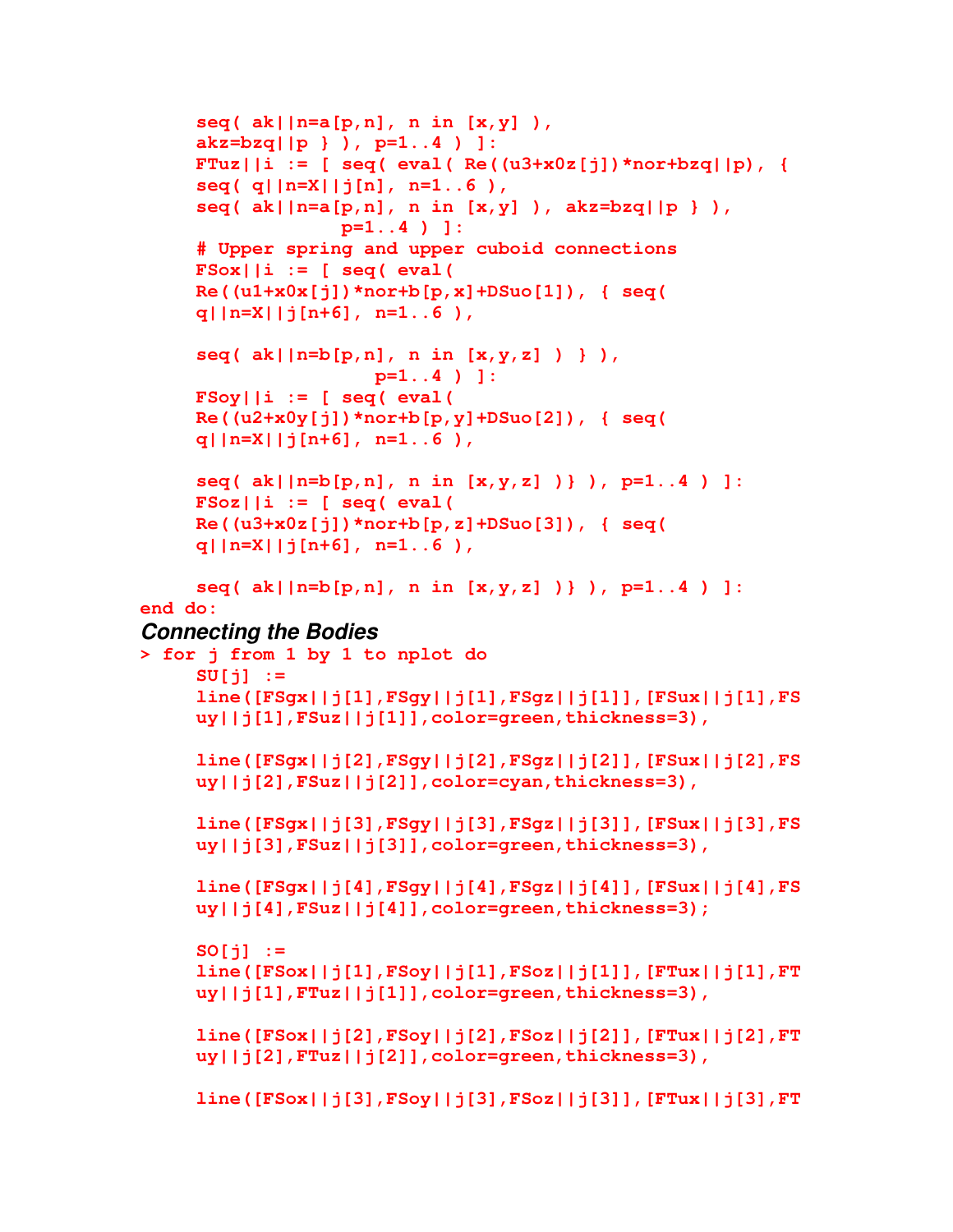```
     seq( ak||n=a[p,n], n in [x,y] ),
     akz=bzq||p } ), p=1..4 ) ]:
     FTuz||i := [ seq( eval( Re((u3+x0z[j])*nor+bzq||p), {
     seq( q||n=X||j[n], n=1..6 ),
     seq( ak||n=a[p,n], n in [x,y] ), akz=bzq||p } ),
                  p=1..4 ) ]:
     # Upper spring and upper cuboid connections
     FSox||i := [ seq( eval(
     Re((u1+x0x[j])*nor+b[p,x]+DSuo[1]), { seq(
     q||n=X||j[n+6], n=1..6 ),

     seq( ak||n=b[p,n], n in [x,y,z] ) } ),
                     p=1..4 ) ]:
     FSoy||i := [ seq( eval(
     Re((u2+x0y[j])*nor+b[p,y]+DSuo[2]), { seq(
     q||n=X||j[n+6], n=1..6 ),

     seq( ak||n=b[p,n], n in [x,y,z] )} ), p=1..4 ) ]:
     FSoz||i := [ seq( eval(
     Re((u3+x0z[j])*nor+b[p,z]+DSuo[3]), { seq(
     q||n=X||j[n+6], n=1..6 ),

     seq( ak||n=b[p,n], n in [x,y,z] )} ), p=1..4 ) ]:
end do:
```

***Connecting the Bodies***

```
> for j from 1 by 1 to nplot do
     SU[j] :=
     line([FSgx||j[1],FSgy||j[1],FSgz||j[1]],[FSux||j[1],FS
     uy||j[1],FSuz||j[1]],color=green,thickness=3),

     line([FSgx||j[2],FSgy||j[2],FSgz||j[2]],[FSux||j[2],FS
     uy||j[2],FSuz||j[2]],color=cyan,thickness=3),

     line([FSgx||j[3],FSgy||j[3],FSgz||j[3]],[FSux||j[3],FS
     uy||j[3],FSuz||j[3]],color=green,thickness=3),

     line([FSgx||j[4],FSgy||j[4],FSgz||j[4]],[FSux||j[4],FS
     uy||j[4],FSuz||j[4]],color=green,thickness=3);

     SO[j] :=
     line([FSox||j[1],FSoy||j[1],FSoz||j[1]],[FTux||j[1],FT
     uy||j[1],FTuz||j[1]],color=green,thickness=3),

     line([FSox||j[2],FSoy||j[2],FSoz||j[2]],[FTux||j[2],FT
     uy||j[2],FTuz||j[2]],color=green,thickness=3),

     line([FSox||j[3],FSoy||j[3],FSoz||j[3]],[FTux||j[3],FT
```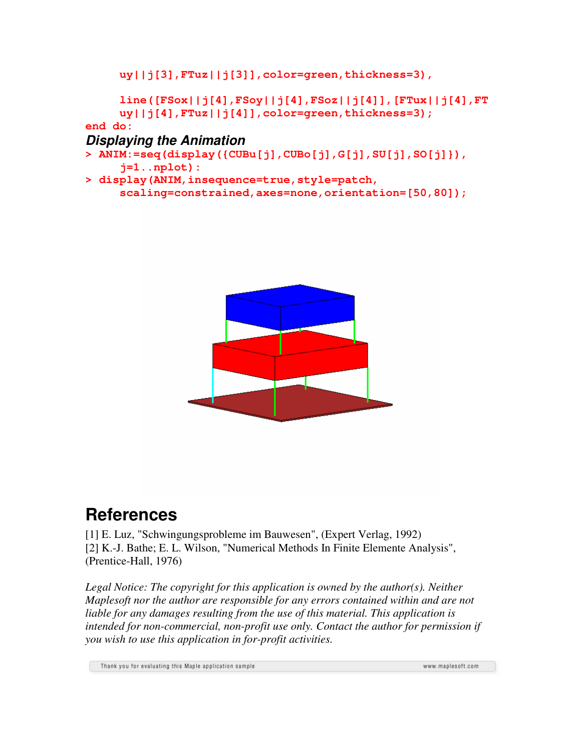```
    uy||j[3],FTuz||j[3]],color=green,thickness=3),

    line([FSox||j[4],FSoy||j[4],FSoz||j[4]],[FTux||j[4],FT
    uy||j[4],FTuz||j[4]],color=green,thickness=3);
end do:
```

### *Displaying the Animation*

```
> ANIM:=seq(display({CUBu[j],CUBo[j],G[j],SU[j],SO[j]}),
    j=1..nplot):
> display(ANIM,insequence=true,style=patch,
    scaling=constrained,axes=none,orientation=[50,80]);
```

# References

[1] E. Luz, "Schwingungsprobleme im Bauwesen", (Expert Verlag, 1992)
[2] K.-J. Bathe; E. L. Wilson, "Numerical Methods In Finite Elemente Analysis", (Prentice-Hall, 1976)

*Legal Notice: The copyright for this application is owned by the author(s). Neither Maplesoft nor the author are responsible for any errors contained within and are not liable for any damages resulting from the use of this material. This application is intended for non-commercial, non-profit use only. Contact the author for permission if you wish to use this application in for-profit activities.*